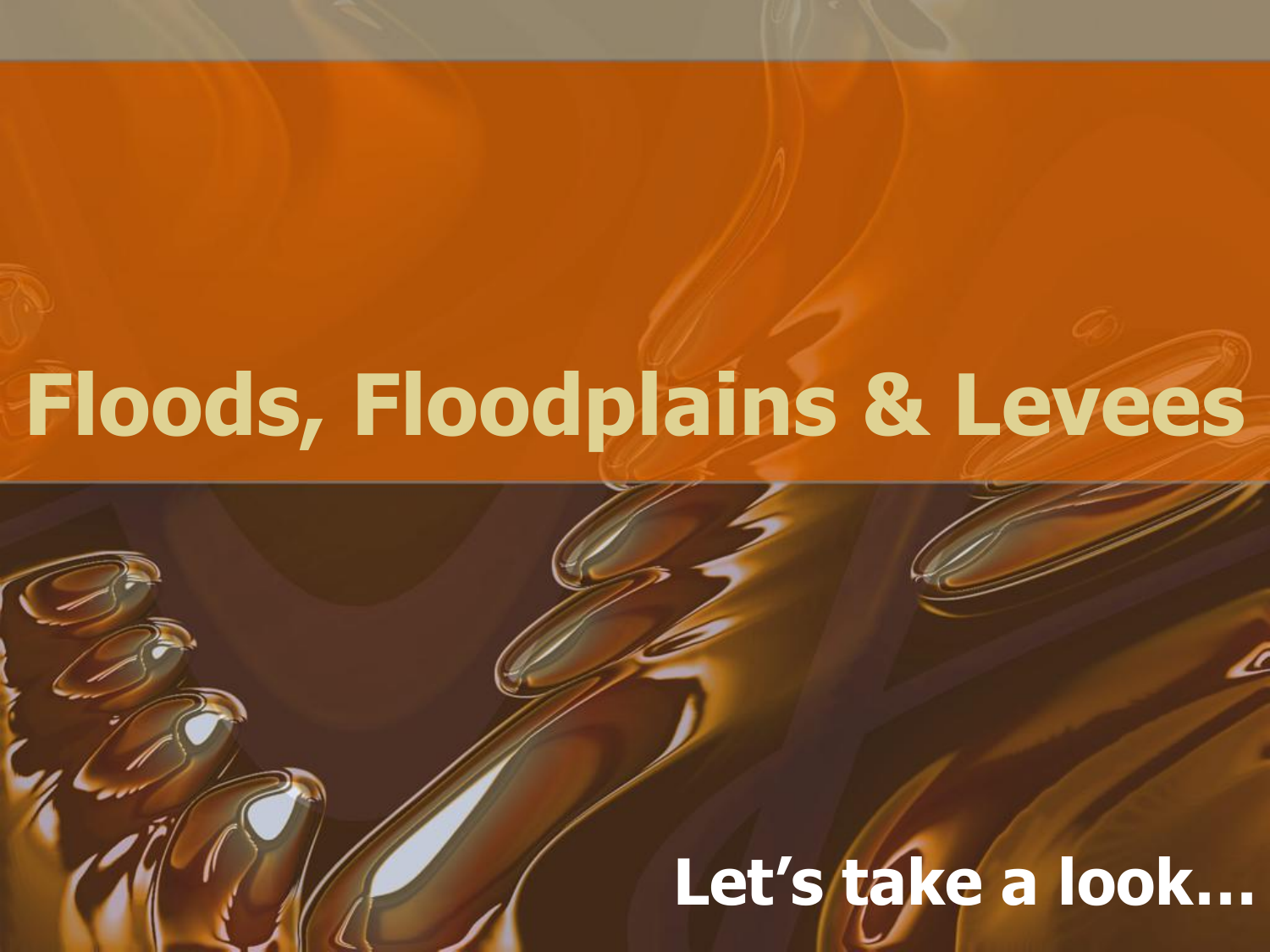# Floods, Floodplains & Levees

**Let's take a look…**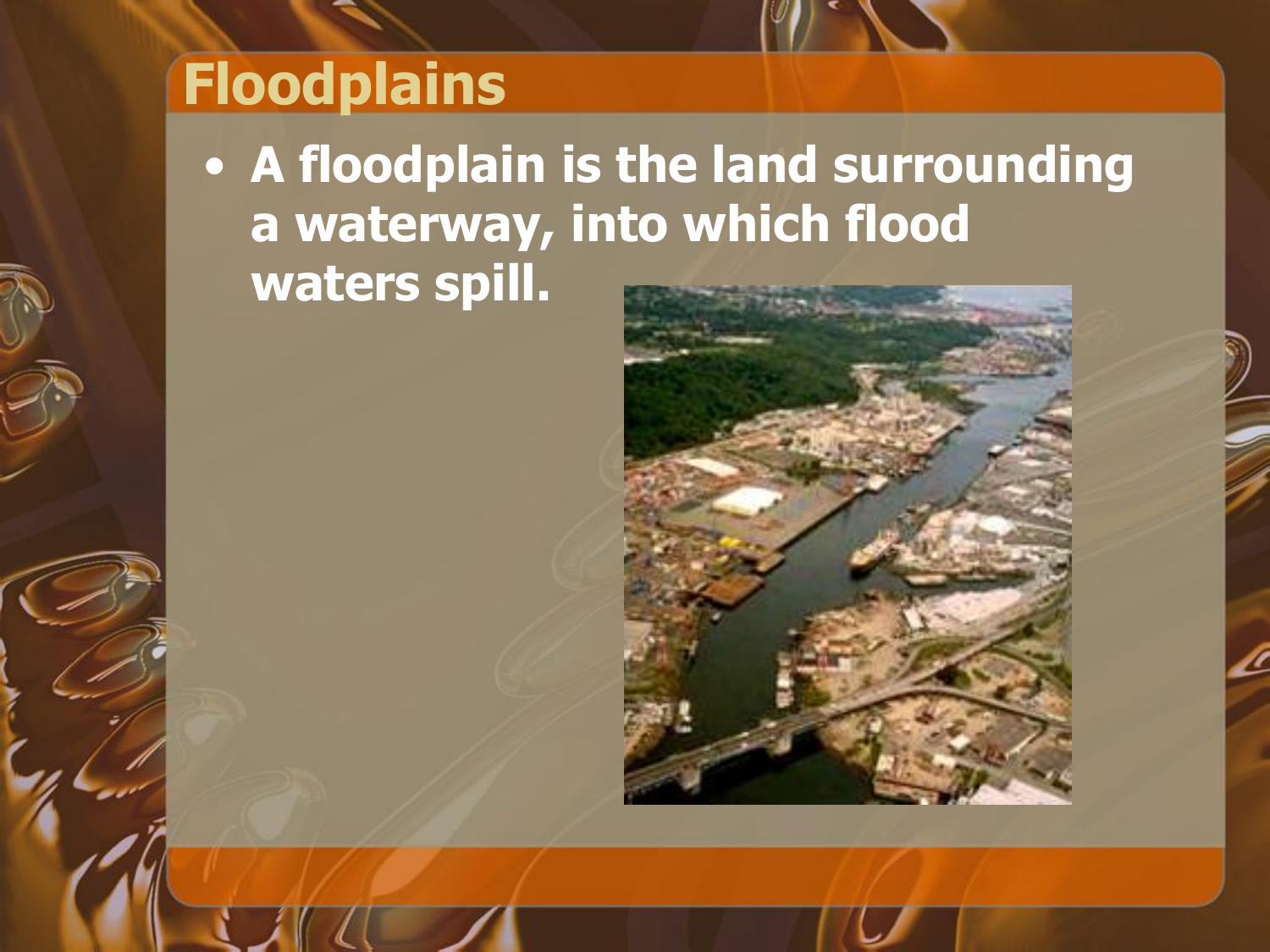# Floodplains

- **A floodplain is the land surrounding a waterway, into which flood waters spill.**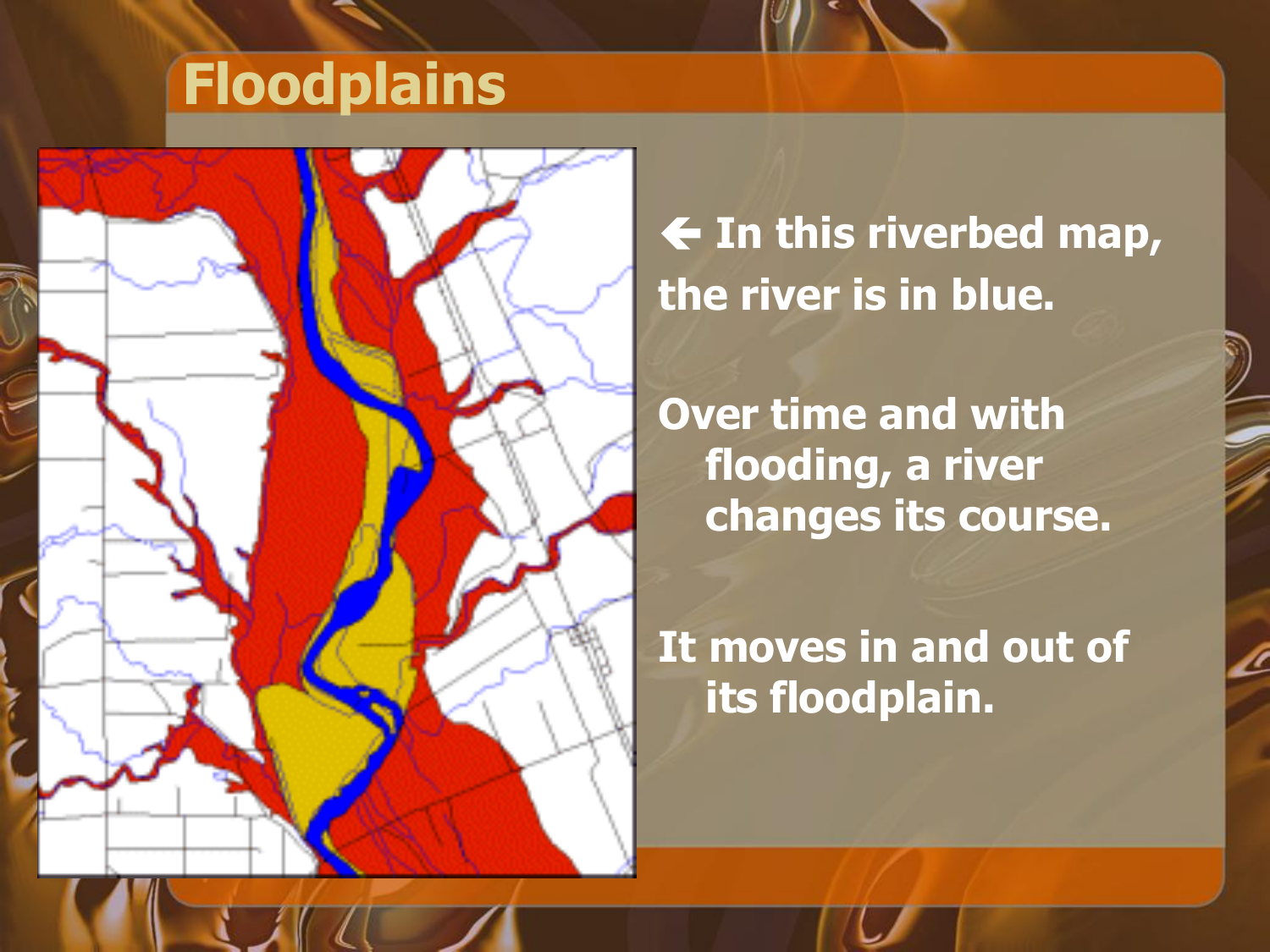# Floodplains

🡐 In this riverbed map, the river is in blue.

Over time and with flooding, a river changes its course.

It moves in and out of its floodplain.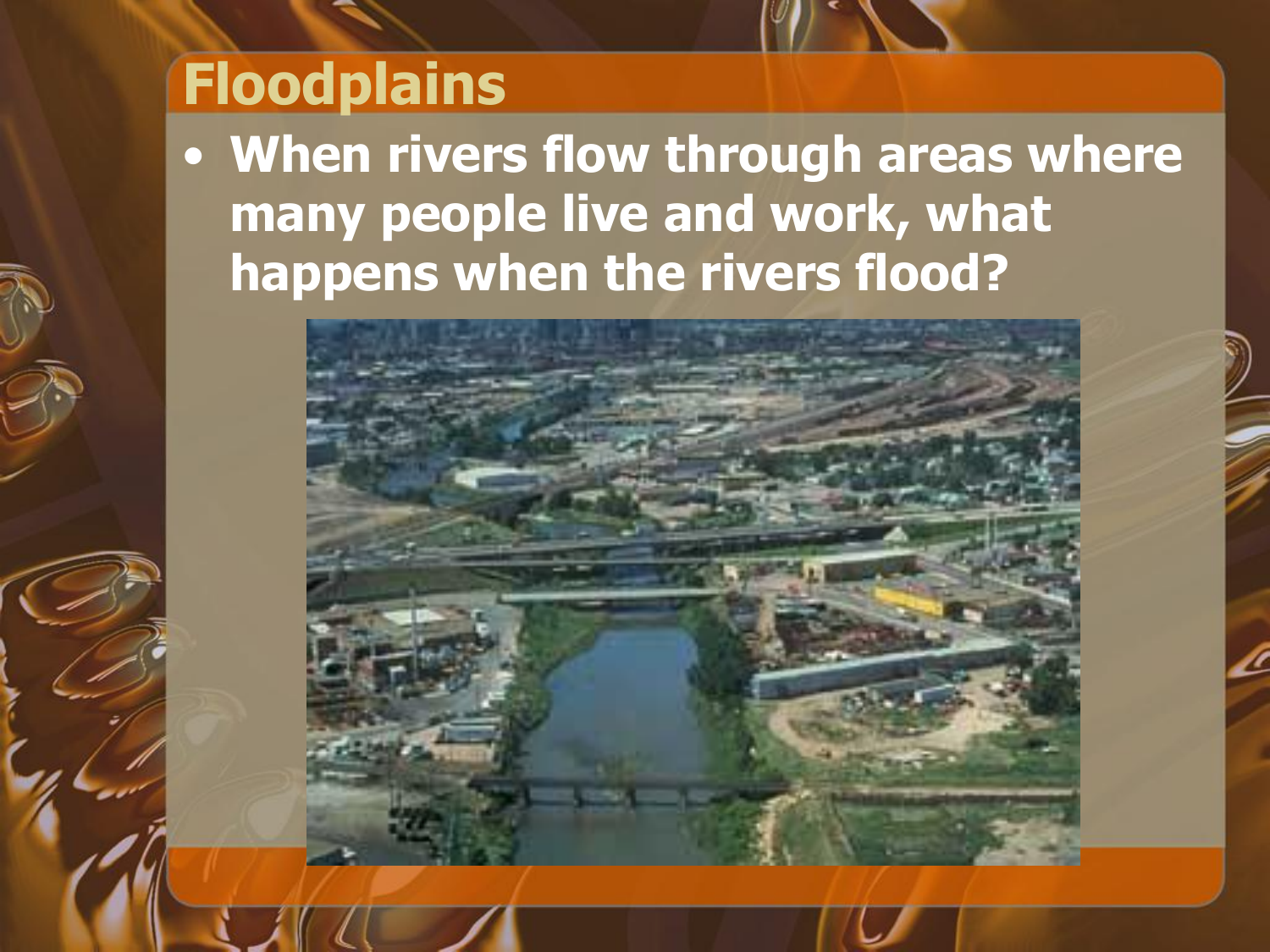# Floodplains

- **When rivers flow through areas where many people live and work, what happens when the rivers flood?**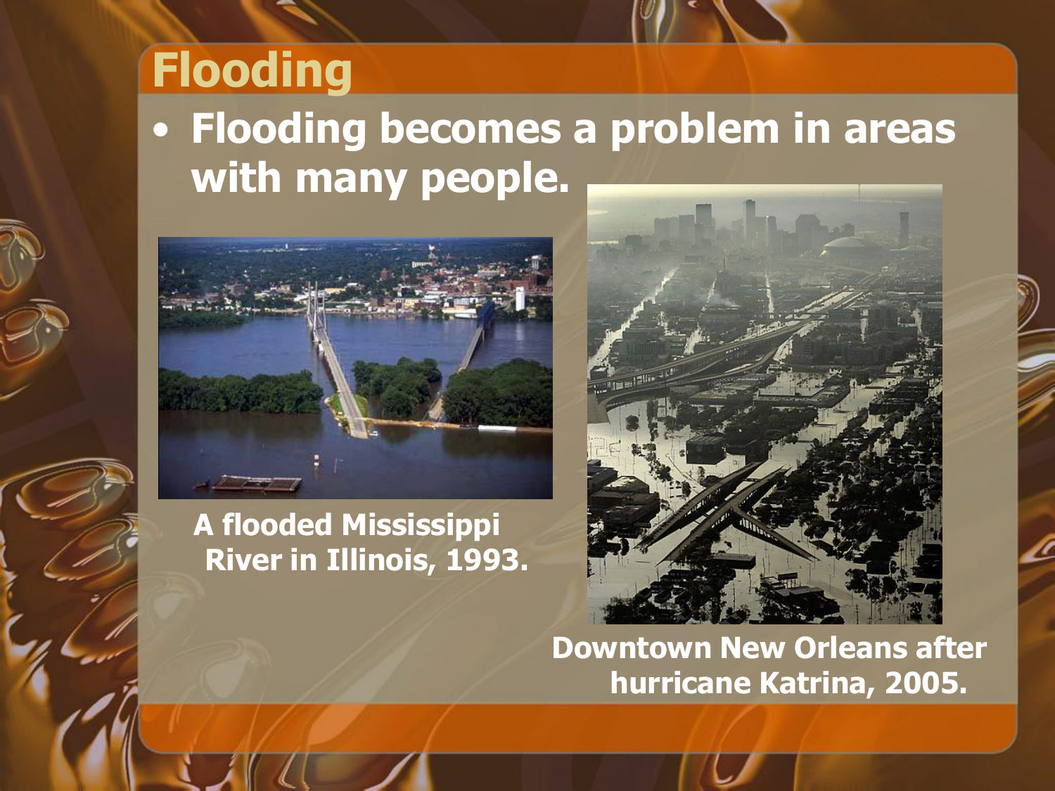# Flooding

- **Flooding becomes a problem in areas with many people.**

**A flooded Mississippi River in Illinois, 1993.**

**Downtown New Orleans after hurricane Katrina, 2005.**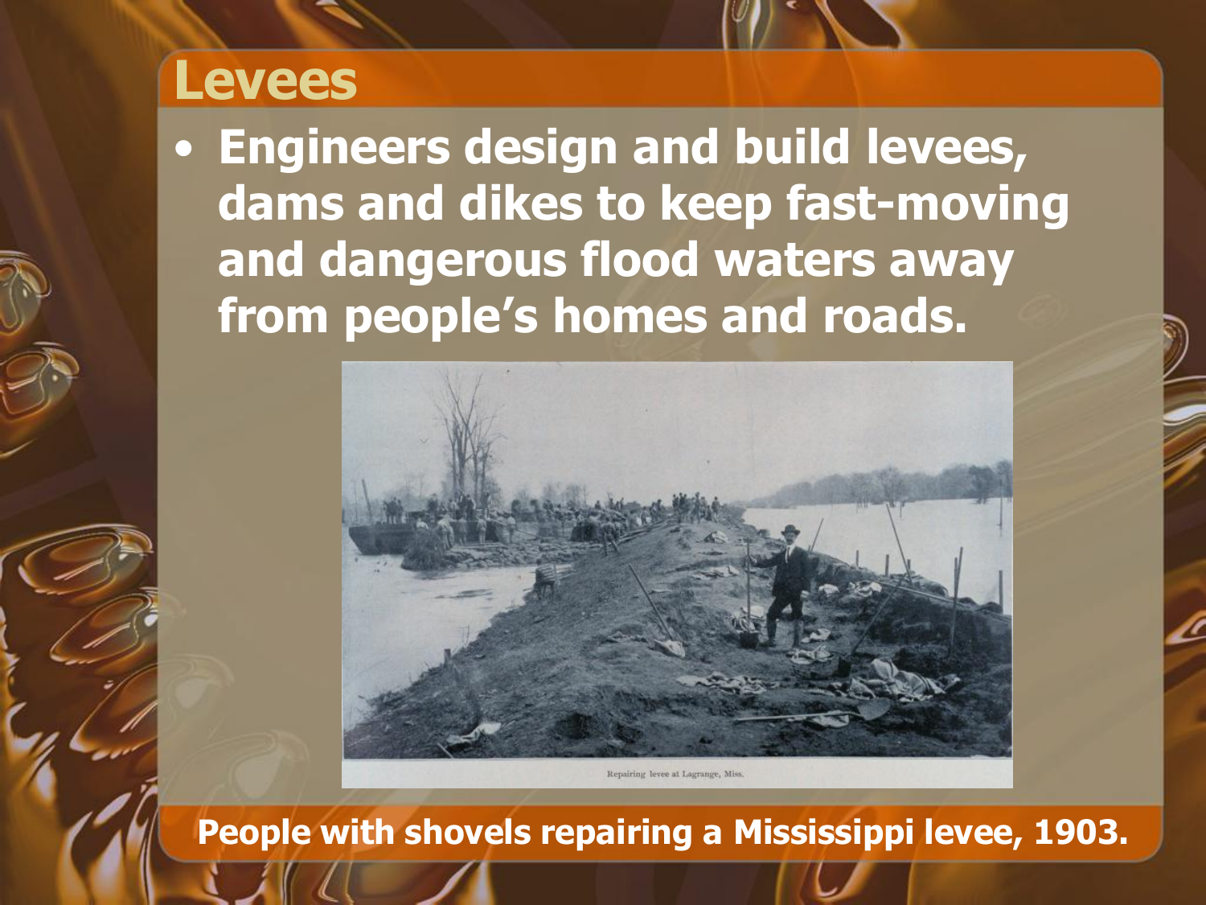# Levees

- **Engineers design and build levees, dams and dikes to keep fast-moving and dangerous flood waters away from people's homes and roads.**

Repairing levee at Lagrange, Miss.

**People with shovels repairing a Mississippi levee, 1903.**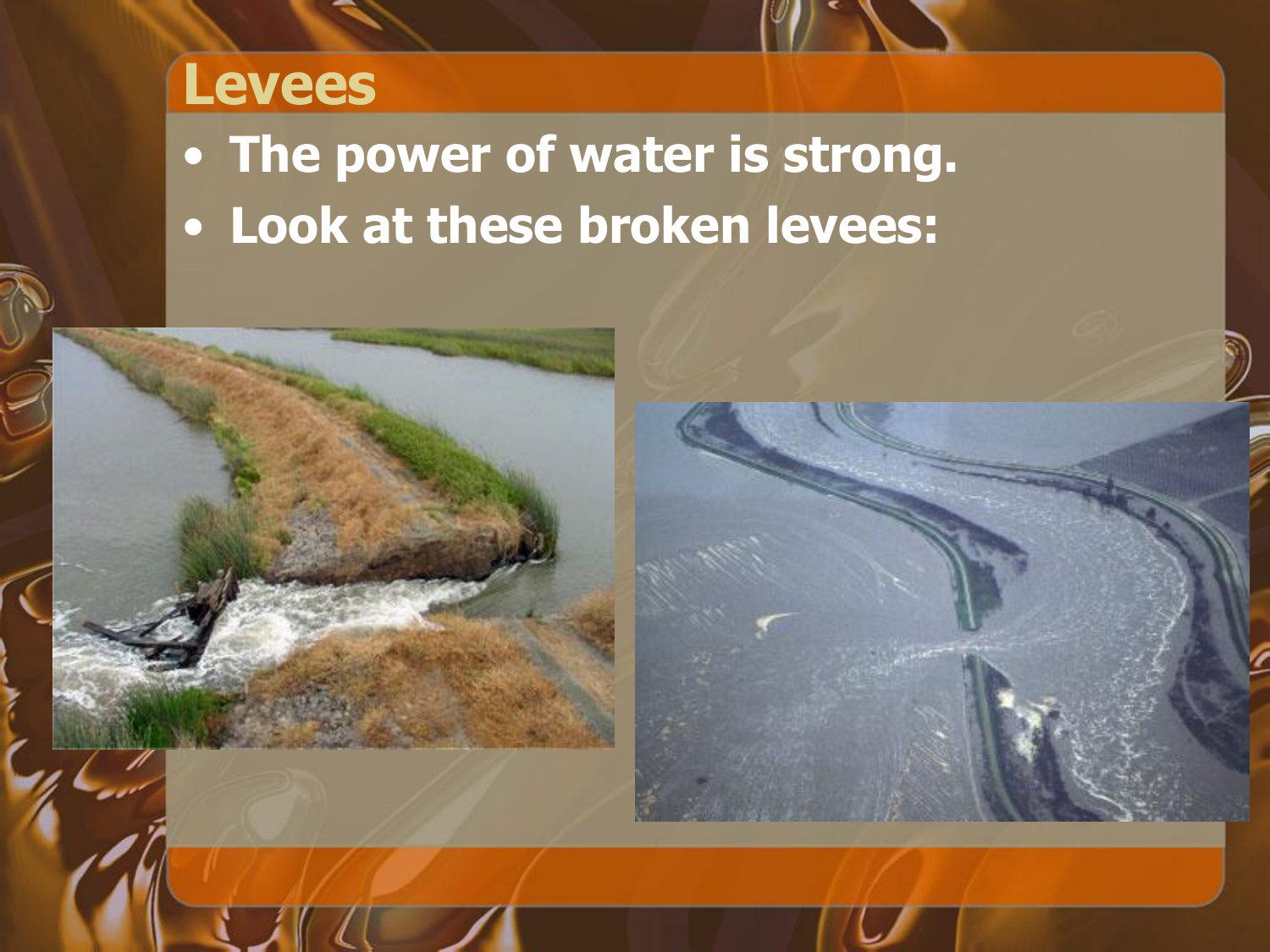# Levees

- **The power of water is strong.**
- **Look at these broken levees:**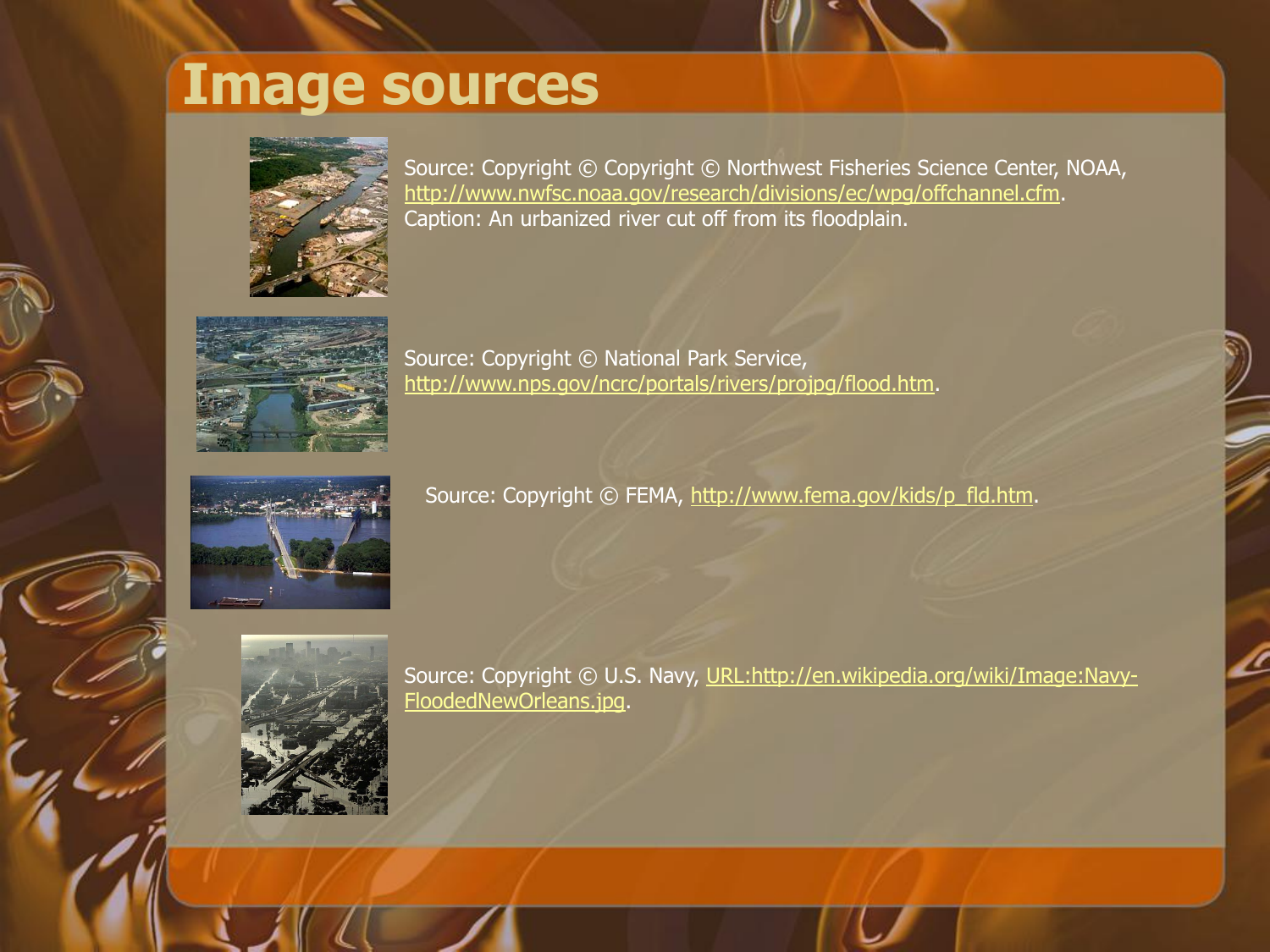# Image sources

Source: Copyright © Copyright © Northwest Fisheries Science Center, NOAA, http://www.nwfsc.noaa.gov/research/divisions/ec/wpg/offchannel.cfm. Caption: An urbanized river cut off from its floodplain.

Source: Copyright © National Park Service, http://www.nps.gov/ncrc/portals/rivers/projpg/flood.htm.

Source: Copyright © FEMA, http://www.fema.gov/kids/p_fld.htm.

Source: Copyright © U.S. Navy, URL:http://en.wikipedia.org/wiki/Image:Navy-FloodedNewOrleans.jpg.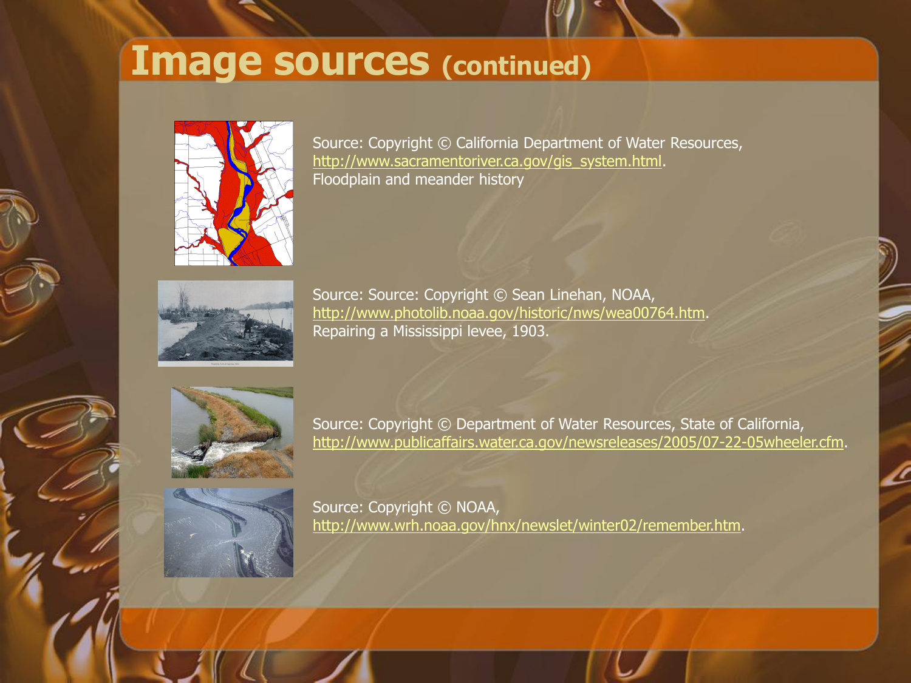# Image sources (continued)

Source: Copyright © California Department of Water Resources, http://www.sacramentoriver.ca.gov/gis_system.html.
Floodplain and meander history

Source: Source: Copyright © Sean Linehan, NOAA, http://www.photolib.noaa.gov/historic/nws/wea00764.htm.
Repairing a Mississippi levee, 1903.

Source: Copyright © Department of Water Resources, State of California, http://www.publicaffairs.water.ca.gov/newsreleases/2005/07-22-05wheeler.cfm.

Source: Copyright © NOAA, http://www.wrh.noaa.gov/hnx/newslet/winter02/remember.htm.